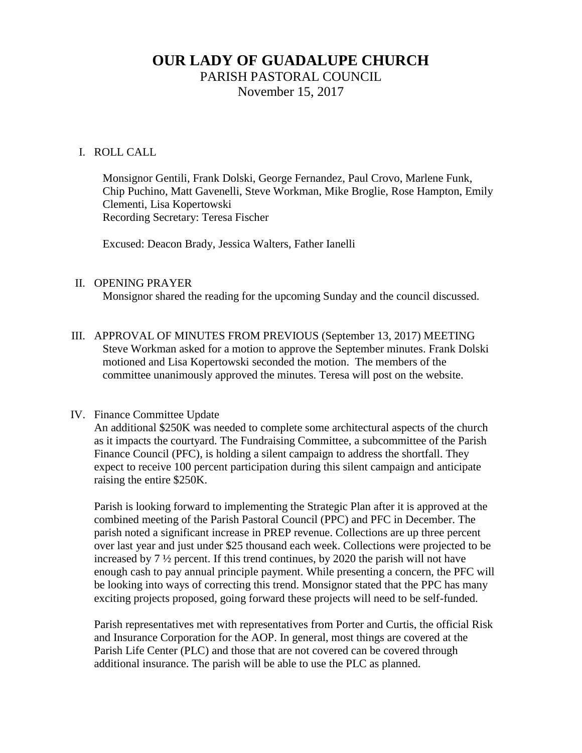# OUR LADY OF GUADALUPE CHURCH

PARISH PASTORAL COUNCIL

November 15, 2017

I. ROLL CALL

Monsignor Gentili, Frank Dolski, George Fernandez, Paul Crovo, Marlene Funk, Chip Puchino, Matt Gavenelli, Steve Workman, Mike Broglie, Rose Hampton, Emily Clementi, Lisa Kopertowski
Recording Secretary: Teresa Fischer

Excused: Deacon Brady, Jessica Walters, Father Ianelli

II. OPENING PRAYER

Monsignor shared the reading for the upcoming Sunday and the council discussed.

III. APPROVAL OF MINUTES FROM PREVIOUS (September 13, 2017) MEETING

Steve Workman asked for a motion to approve the September minutes. Frank Dolski motioned and Lisa Kopertowski seconded the motion. The members of the committee unanimously approved the minutes. Teresa will post on the website.

IV. Finance Committee Update

An additional $250K was needed to complete some architectural aspects of the church as it impacts the courtyard. The Fundraising Committee, a subcommittee of the Parish Finance Council (PFC), is holding a silent campaign to address the shortfall. They expect to receive 100 percent participation during this silent campaign and anticipate raising the entire $250K.

Parish is looking forward to implementing the Strategic Plan after it is approved at the combined meeting of the Parish Pastoral Council (PPC) and PFC in December. The parish noted a significant increase in PREP revenue. Collections are up three percent over last year and just under $25 thousand each week. Collections were projected to be increased by 7 ½ percent. If this trend continues, by 2020 the parish will not have enough cash to pay annual principle payment. While presenting a concern, the PFC will be looking into ways of correcting this trend. Monsignor stated that the PPC has many exciting projects proposed, going forward these projects will need to be self-funded.

Parish representatives met with representatives from Porter and Curtis, the official Risk and Insurance Corporation for the AOP. In general, most things are covered at the Parish Life Center (PLC) and those that are not covered can be covered through additional insurance. The parish will be able to use the PLC as planned.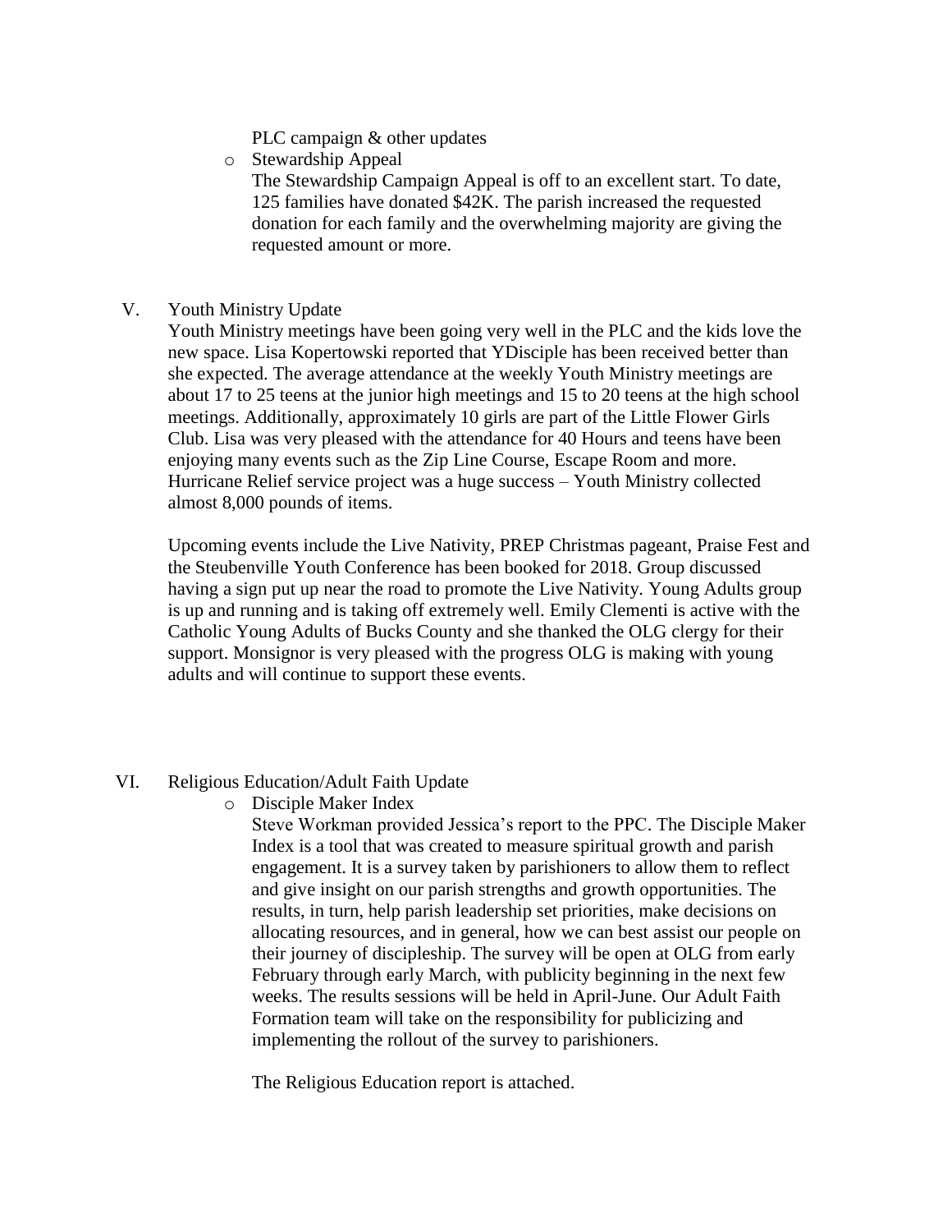PLC campaign & other updates

- Stewardship Appeal

  The Stewardship Campaign Appeal is off to an excellent start. To date, 125 families have donated $42K. The parish increased the requested donation for each family and the overwhelming majority are giving the requested amount or more.

V. Youth Ministry Update

Youth Ministry meetings have been going very well in the PLC and the kids love the new space. Lisa Kopertowski reported that YDisciple has been received better than she expected. The average attendance at the weekly Youth Ministry meetings are about 17 to 25 teens at the junior high meetings and 15 to 20 teens at the high school meetings. Additionally, approximately 10 girls are part of the Little Flower Girls Club. Lisa was very pleased with the attendance for 40 Hours and teens have been enjoying many events such as the Zip Line Course, Escape Room and more. Hurricane Relief service project was a huge success – Youth Ministry collected almost 8,000 pounds of items.

Upcoming events include the Live Nativity, PREP Christmas pageant, Praise Fest and the Steubenville Youth Conference has been booked for 2018. Group discussed having a sign put up near the road to promote the Live Nativity. Young Adults group is up and running and is taking off extremely well. Emily Clementi is active with the Catholic Young Adults of Bucks County and she thanked the OLG clergy for their support. Monsignor is very pleased with the progress OLG is making with young adults and will continue to support these events.

VI. Religious Education/Adult Faith Update

- Disciple Maker Index

  Steve Workman provided Jessica's report to the PPC. The Disciple Maker Index is a tool that was created to measure spiritual growth and parish engagement. It is a survey taken by parishioners to allow them to reflect and give insight on our parish strengths and growth opportunities. The results, in turn, help parish leadership set priorities, make decisions on allocating resources, and in general, how we can best assist our people on their journey of discipleship. The survey will be open at OLG from early February through early March, with publicity beginning in the next few weeks. The results sessions will be held in April-June. Our Adult Faith Formation team will take on the responsibility for publicizing and implementing the rollout of the survey to parishioners.

  The Religious Education report is attached.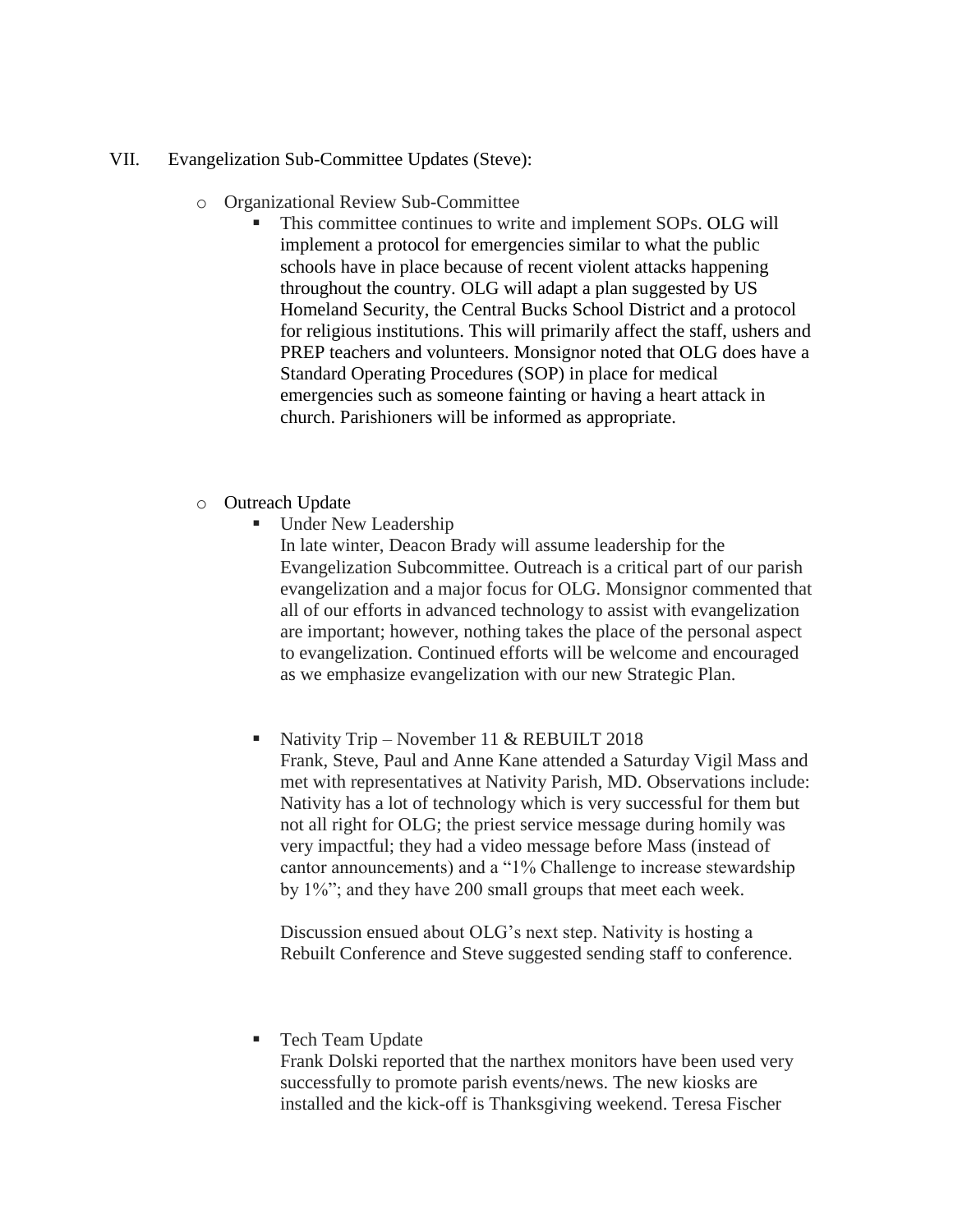VII. Evangelization Sub-Committee Updates (Steve):

- Organizational Review Sub-Committee
  - This committee continues to write and implement SOPs. OLG will implement a protocol for emergencies similar to what the public schools have in place because of recent violent attacks happening throughout the country. OLG will adapt a plan suggested by US Homeland Security, the Central Bucks School District and a protocol for religious institutions. This will primarily affect the staff, ushers and PREP teachers and volunteers. Monsignor noted that OLG does have a Standard Operating Procedures (SOP) in place for medical emergencies such as someone fainting or having a heart attack in church. Parishioners will be informed as appropriate.

- Outreach Update
  - Under New Leadership

    In late winter, Deacon Brady will assume leadership for the Evangelization Subcommittee. Outreach is a critical part of our parish evangelization and a major focus for OLG. Monsignor commented that all of our efforts in advanced technology to assist with evangelization are important; however, nothing takes the place of the personal aspect to evangelization. Continued efforts will be welcome and encouraged as we emphasize evangelization with our new Strategic Plan.

  - Nativity Trip – November 11 & REBUILT 2018

    Frank, Steve, Paul and Anne Kane attended a Saturday Vigil Mass and met with representatives at Nativity Parish, MD. Observations include: Nativity has a lot of technology which is very successful for them but not all right for OLG; the priest service message during homily was very impactful; they had a video message before Mass (instead of cantor announcements) and a "1% Challenge to increase stewardship by 1%"; and they have 200 small groups that meet each week.

    Discussion ensued about OLG's next step. Nativity is hosting a Rebuilt Conference and Steve suggested sending staff to conference.

  - Tech Team Update

    Frank Dolski reported that the narthex monitors have been used very successfully to promote parish events/news. The new kiosks are installed and the kick-off is Thanksgiving weekend. Teresa Fischer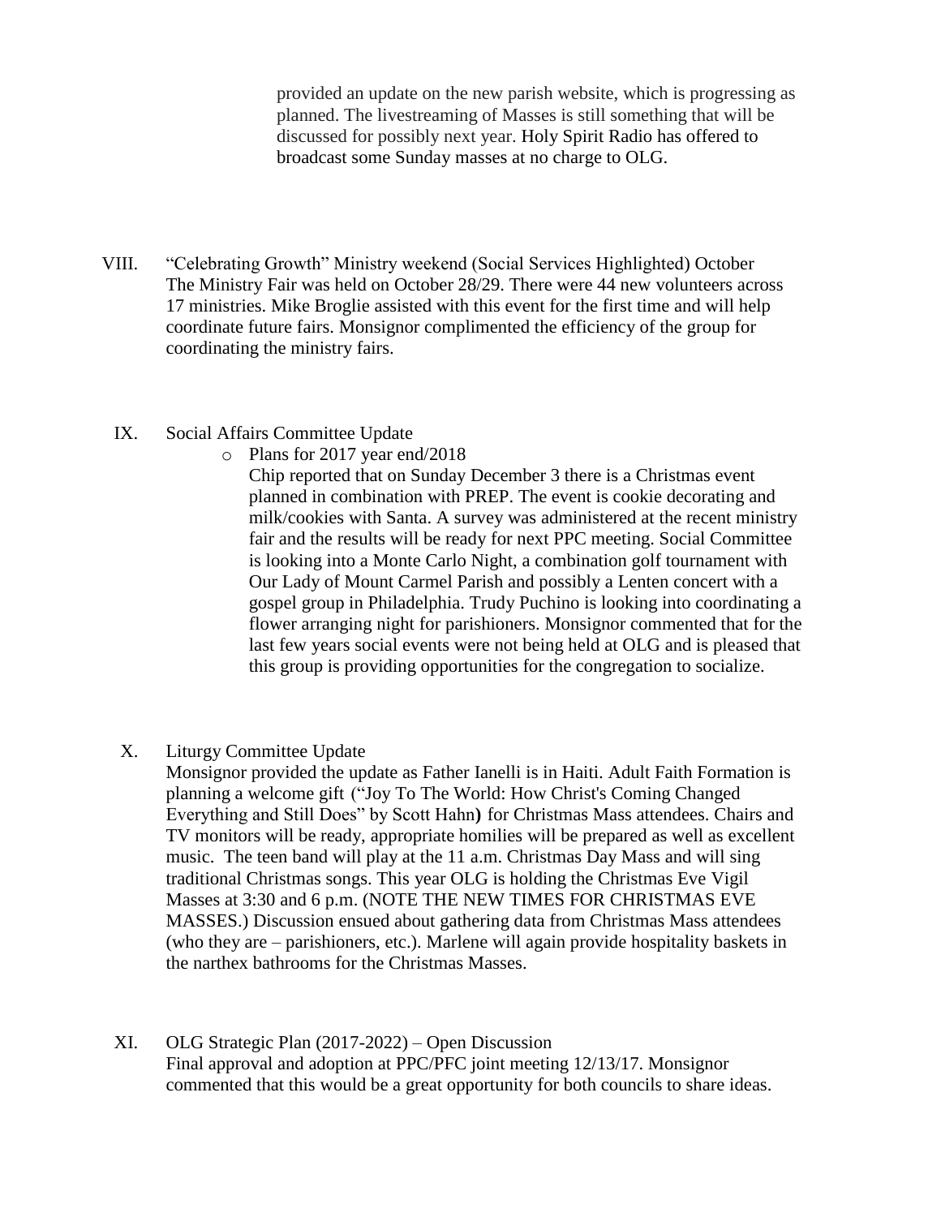provided an update on the new parish website, which is progressing as planned. The livestreaming of Masses is still something that will be discussed for possibly next year. Holy Spirit Radio has offered to broadcast some Sunday masses at no charge to OLG.

VIII. "Celebrating Growth" Ministry weekend (Social Services Highlighted) October
The Ministry Fair was held on October 28/29. There were 44 new volunteers across 17 ministries. Mike Broglie assisted with this event for the first time and will help coordinate future fairs. Monsignor complimented the efficiency of the group for coordinating the ministry fairs.

IX. Social Affairs Committee Update

- Plans for 2017 year end/2018

  Chip reported that on Sunday December 3 there is a Christmas event planned in combination with PREP. The event is cookie decorating and milk/cookies with Santa. A survey was administered at the recent ministry fair and the results will be ready for next PPC meeting. Social Committee is looking into a Monte Carlo Night, a combination golf tournament with Our Lady of Mount Carmel Parish and possibly a Lenten concert with a gospel group in Philadelphia. Trudy Puchino is looking into coordinating a flower arranging night for parishioners. Monsignor commented that for the last few years social events were not being held at OLG and is pleased that this group is providing opportunities for the congregation to socialize.

X. Liturgy Committee Update
Monsignor provided the update as Father Ianelli is in Haiti. Adult Faith Formation is planning a welcome gift ("Joy To The World: How Christ's Coming Changed Everything and Still Does" by Scott Hahn**)** for Christmas Mass attendees. Chairs and TV monitors will be ready, appropriate homilies will be prepared as well as excellent music. The teen band will play at the 11 a.m. Christmas Day Mass and will sing traditional Christmas songs. This year OLG is holding the Christmas Eve Vigil Masses at 3:30 and 6 p.m. (NOTE THE NEW TIMES FOR CHRISTMAS EVE MASSES.) Discussion ensued about gathering data from Christmas Mass attendees (who they are – parishioners, etc.). Marlene will again provide hospitality baskets in the narthex bathrooms for the Christmas Masses.

XI. OLG Strategic Plan (2017-2022) – Open Discussion
Final approval and adoption at PPC/PFC joint meeting 12/13/17. Monsignor commented that this would be a great opportunity for both councils to share ideas.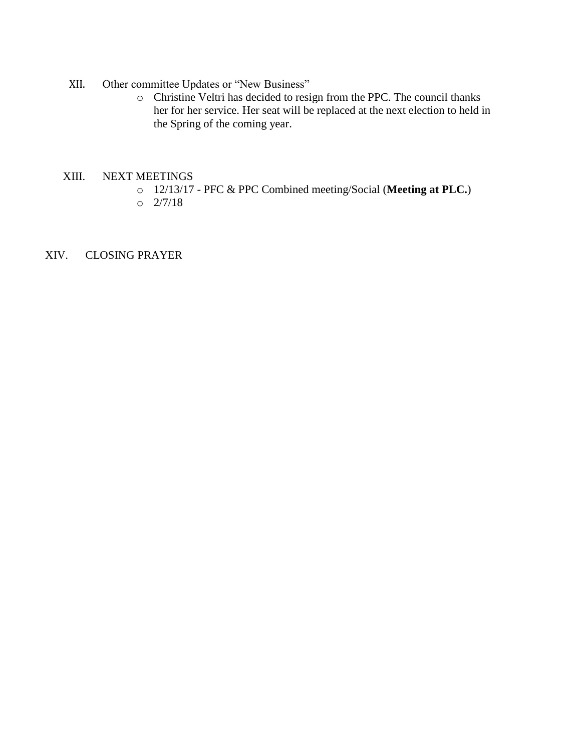XII. Other committee Updates or "New Business"

- Christine Veltri has decided to resign from the PPC. The council thanks her for her service. Her seat will be replaced at the next election to held in the Spring of the coming year.

XIII. NEXT MEETINGS

- 12/13/17 - PFC & PPC Combined meeting/Social (**Meeting at PLC.**)
- 2/7/18

XIV. CLOSING PRAYER